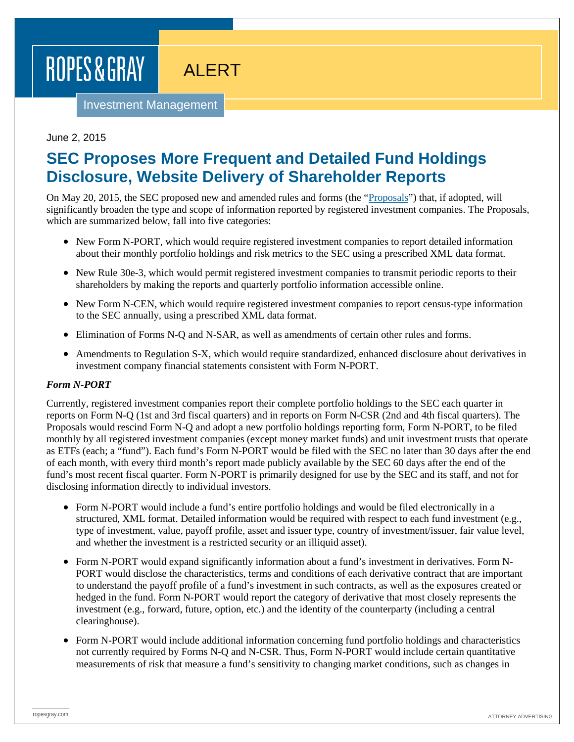# ROPES & GRAY

ALERT

Investment Management

June 2, 2015

## SEC Proposes More Frequent and Detailed Fund Holdings Disclosure, Website Delivery of Shareholder Reports

On May 20, 2015, the SEC proposed new and amended rules and forms (the "Proposals") that, if adopted, will significantly broaden the type and scope of information reported by registered investment companies. The Proposals, which are summarized below, fall into five categories:

- New Form N-PORT, which would require registered investment companies to report detailed information about their monthly portfolio holdings and risk metrics to the SEC using a prescribed XML data format.
- New Rule 30e-3, which would permit registered investment companies to transmit periodic reports to their shareholders by making the reports and quarterly portfolio information accessible online.
- New Form N-CEN, which would require registered investment companies to report census-type information to the SEC annually, using a prescribed XML data format.
- Elimination of Forms N-Q and N-SAR, as well as amendments of certain other rules and forms.
- Amendments to Regulation S-X, which would require standardized, enhanced disclosure about derivatives in investment company financial statements consistent with Form N-PORT.

### *Form N-PORT*

Currently, registered investment companies report their complete portfolio holdings to the SEC each quarter in reports on Form N-Q (1st and 3rd fiscal quarters) and in reports on Form N-CSR (2nd and 4th fiscal quarters). The Proposals would rescind Form N-Q and adopt a new portfolio holdings reporting form, Form N-PORT, to be filed monthly by all registered investment companies (except money market funds) and unit investment trusts that operate as ETFs (each; a "fund"). Each fund's Form N-PORT would be filed with the SEC no later than 30 days after the end of each month, with every third month's report made publicly available by the SEC 60 days after the end of the fund's most recent fiscal quarter. Form N-PORT is primarily designed for use by the SEC and its staff, and not for disclosing information directly to individual investors.

- Form N-PORT would include a fund's entire portfolio holdings and would be filed electronically in a structured, XML format. Detailed information would be required with respect to each fund investment (e.g., type of investment, value, payoff profile, asset and issuer type, country of investment/issuer, fair value level, and whether the investment is a restricted security or an illiquid asset).
- Form N-PORT would expand significantly information about a fund's investment in derivatives. Form N-PORT would disclose the characteristics, terms and conditions of each derivative contract that are important to understand the payoff profile of a fund's investment in such contracts, as well as the exposures created or hedged in the fund. Form N-PORT would report the category of derivative that most closely represents the investment (e.g., forward, future, option, etc.) and the identity of the counterparty (including a central clearinghouse).
- Form N-PORT would include additional information concerning fund portfolio holdings and characteristics not currently required by Forms N-Q and N-CSR. Thus, Form N-PORT would include certain quantitative measurements of risk that measure a fund's sensitivity to changing market conditions, such as changes in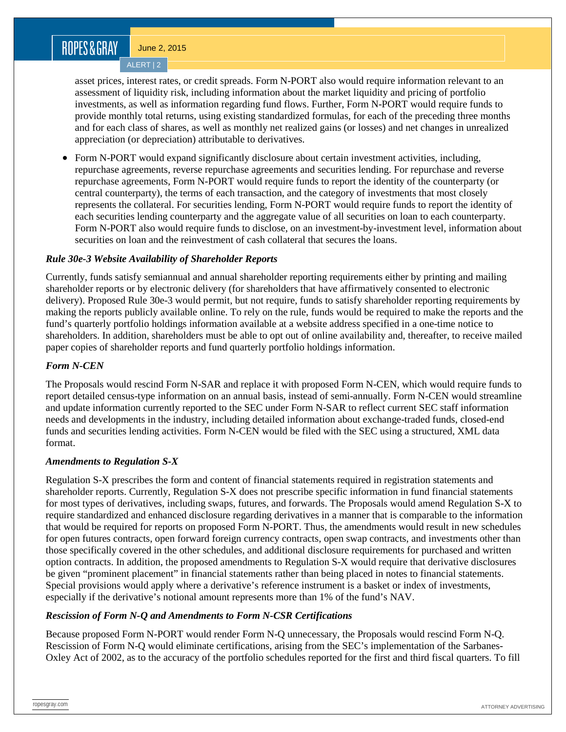asset prices, interest rates, or credit spreads. Form N-PORT also would require information relevant to an assessment of liquidity risk, including information about the market liquidity and pricing of portfolio investments, as well as information regarding fund flows. Further, Form N-PORT would require funds to provide monthly total returns, using existing standardized formulas, for each of the preceding three months and for each class of shares, as well as monthly net realized gains (or losses) and net changes in unrealized appreciation (or depreciation) attributable to derivatives.

- Form N-PORT would expand significantly disclosure about certain investment activities, including, repurchase agreements, reverse repurchase agreements and securities lending. For repurchase and reverse repurchase agreements, Form N-PORT would require funds to report the identity of the counterparty (or central counterparty), the terms of each transaction, and the category of investments that most closely represents the collateral. For securities lending, Form N-PORT would require funds to report the identity of each securities lending counterparty and the aggregate value of all securities on loan to each counterparty. Form N-PORT also would require funds to disclose, on an investment-by-investment level, information about securities on loan and the reinvestment of cash collateral that secures the loans.

***Rule 30e-3 Website Availability of Shareholder Reports***

Currently, funds satisfy semiannual and annual shareholder reporting requirements either by printing and mailing shareholder reports or by electronic delivery (for shareholders that have affirmatively consented to electronic delivery). Proposed Rule 30e-3 would permit, but not require, funds to satisfy shareholder reporting requirements by making the reports publicly available online. To rely on the rule, funds would be required to make the reports and the fund's quarterly portfolio holdings information available at a website address specified in a one-time notice to shareholders. In addition, shareholders must be able to opt out of online availability and, thereafter, to receive mailed paper copies of shareholder reports and fund quarterly portfolio holdings information.

***Form N-CEN***

The Proposals would rescind Form N-SAR and replace it with proposed Form N-CEN, which would require funds to report detailed census-type information on an annual basis, instead of semi-annually. Form N-CEN would streamline and update information currently reported to the SEC under Form N-SAR to reflect current SEC staff information needs and developments in the industry, including detailed information about exchange-traded funds, closed-end funds and securities lending activities. Form N-CEN would be filed with the SEC using a structured, XML data format.

***Amendments to Regulation S-X***

Regulation S-X prescribes the form and content of financial statements required in registration statements and shareholder reports. Currently, Regulation S-X does not prescribe specific information in fund financial statements for most types of derivatives, including swaps, futures, and forwards. The Proposals would amend Regulation S-X to require standardized and enhanced disclosure regarding derivatives in a manner that is comparable to the information that would be required for reports on proposed Form N-PORT. Thus, the amendments would result in new schedules for open futures contracts, open forward foreign currency contracts, open swap contracts, and investments other than those specifically covered in the other schedules, and additional disclosure requirements for purchased and written option contracts. In addition, the proposed amendments to Regulation S-X would require that derivative disclosures be given "prominent placement" in financial statements rather than being placed in notes to financial statements. Special provisions would apply where a derivative's reference instrument is a basket or index of investments, especially if the derivative's notional amount represents more than 1% of the fund's NAV.

***Rescission of Form N-Q and Amendments to Form N-CSR Certifications***

Because proposed Form N-PORT would render Form N-Q unnecessary, the Proposals would rescind Form N-Q. Rescission of Form N-Q would eliminate certifications, arising from the SEC's implementation of the Sarbanes-Oxley Act of 2002, as to the accuracy of the portfolio schedules reported for the first and third fiscal quarters. To fill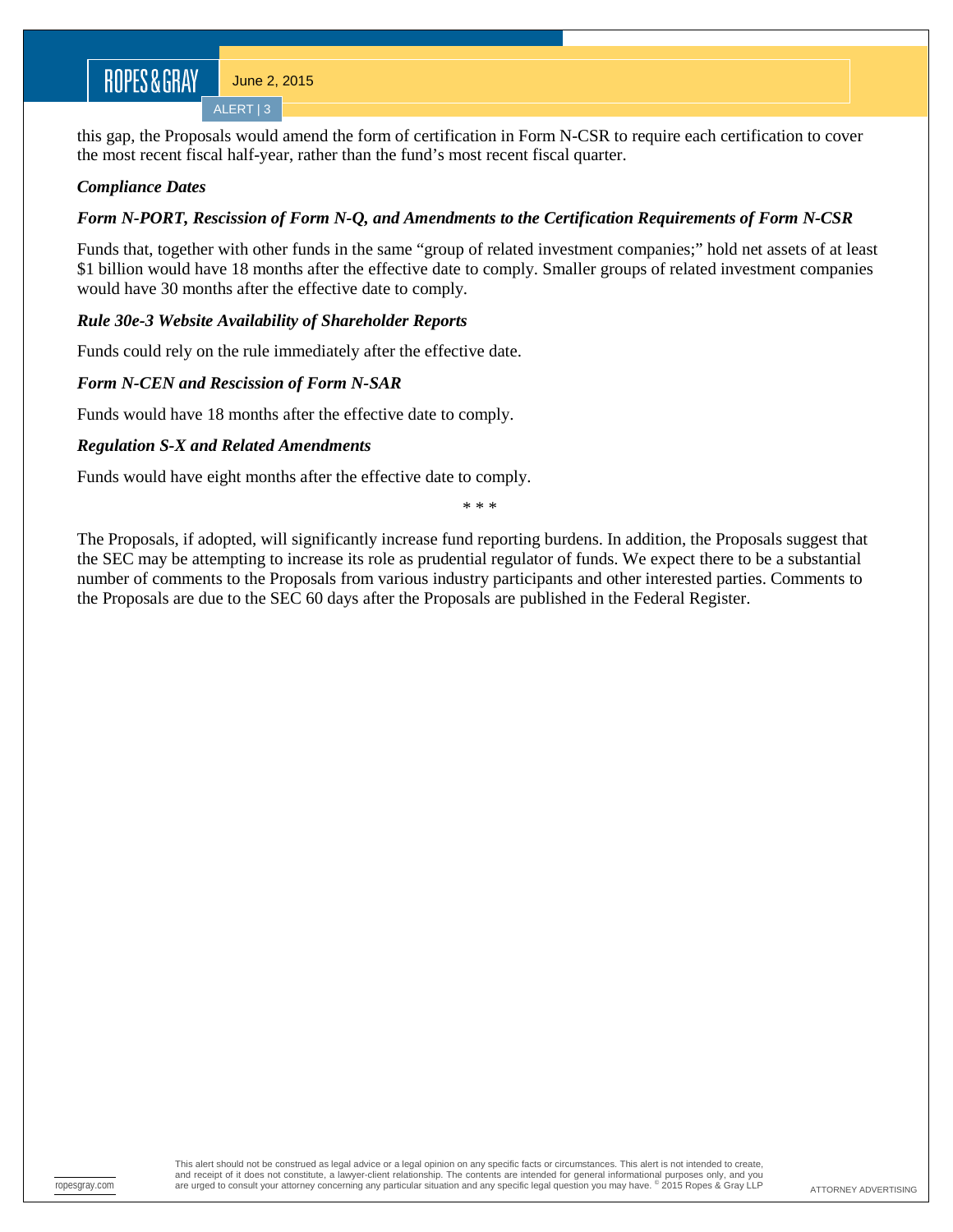this gap, the Proposals would amend the form of certification in Form N-CSR to require each certification to cover the most recent fiscal half-year, rather than the fund's most recent fiscal quarter.

***Compliance Dates***

***Form N-PORT, Rescission of Form N-Q, and Amendments to the Certification Requirements of Form N-CSR***

Funds that, together with other funds in the same "group of related investment companies;" hold net assets of at least $1 billion would have 18 months after the effective date to comply. Smaller groups of related investment companies would have 30 months after the effective date to comply.

***Rule 30e-3 Website Availability of Shareholder Reports***

Funds could rely on the rule immediately after the effective date.

***Form N-CEN and Rescission of Form N-SAR***

Funds would have 18 months after the effective date to comply.

***Regulation S-X and Related Amendments***

Funds would have eight months after the effective date to comply.

\* \* \*

The Proposals, if adopted, will significantly increase fund reporting burdens. In addition, the Proposals suggest that the SEC may be attempting to increase its role as prudential regulator of funds. We expect there to be a substantial number of comments to the Proposals from various industry participants and other interested parties. Comments to the Proposals are due to the SEC 60 days after the Proposals are published in the Federal Register.

This alert should not be construed as legal advice or a legal opinion on any specific facts or circumstances. This alert is not intended to create, and receipt of it does not constitute, a lawyer-client relationship. The contents are intended for general informational purposes only, and you are urged to consult your attorney concerning any particular situation and any specific legal question you may have. © 2015 Ropes & Gray LLP

ATTORNEY ADVERTISING